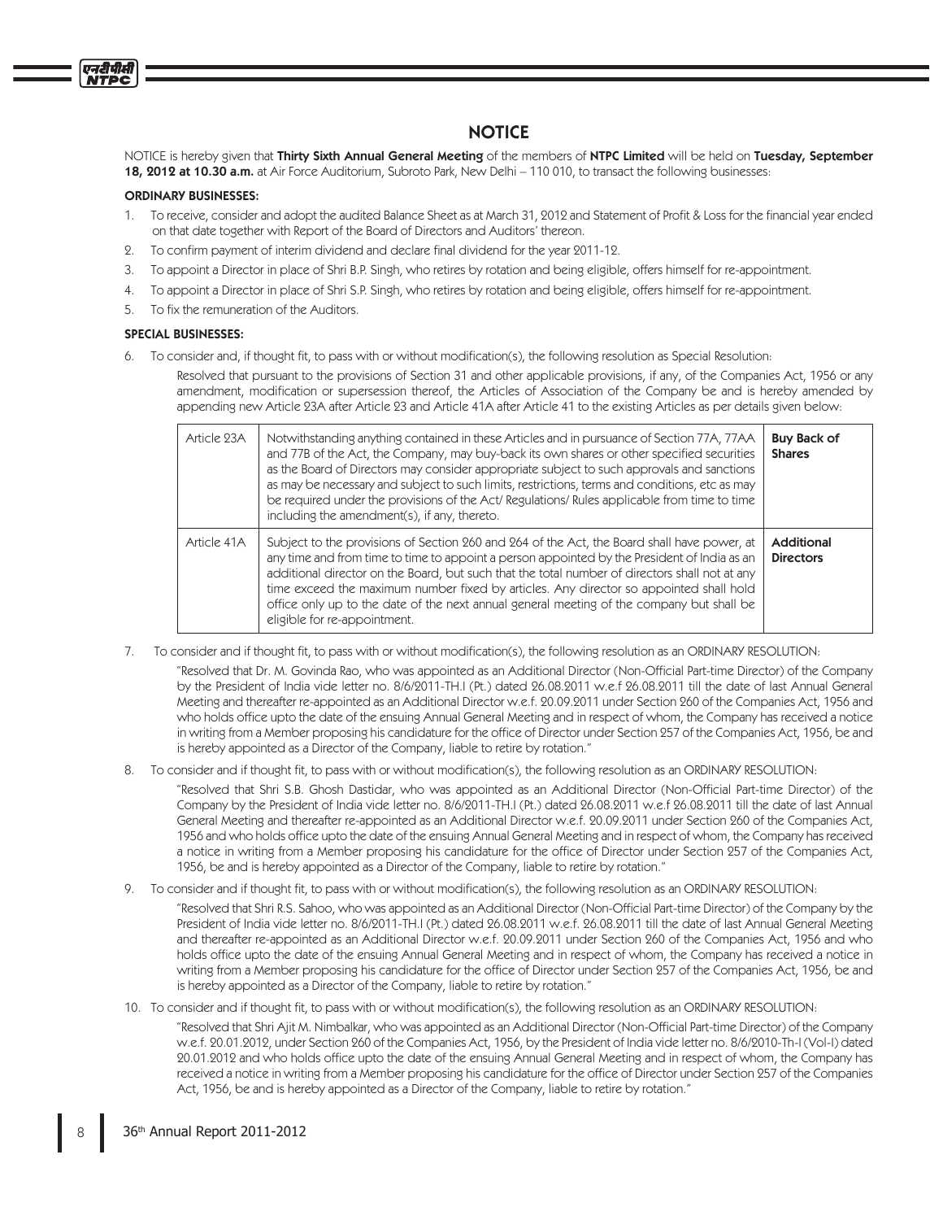# NOTICE

NOTICE is hereby given that **Thirty Sixth Annual General Meeting** of the members of **NTPC Limited** will be held on **Tuesday, September 18, 2012 at 10.30 a.m.** at Air Force Auditorium, Subroto Park, New Delhi – 110 010, to transact the following businesses:

**ORDINARY BUSINESSES:**

1. To receive, consider and adopt the audited Balance Sheet as at March 31, 2012 and Statement of Profit & Loss for the financial year ended on that date together with Report of the Board of Directors and Auditors' thereon.
2. To confirm payment of interim dividend and declare final dividend for the year 2011-12.
3. To appoint a Director in place of Shri B.P. Singh, who retires by rotation and being eligible, offers himself for re-appointment.
4. To appoint a Director in place of Shri S.P. Singh, who retires by rotation and being eligible, offers himself for re-appointment.
5. To fix the remuneration of the Auditors.

**SPECIAL BUSINESSES:**

6. To consider and, if thought fit, to pass with or without modification(s), the following resolution as Special Resolution:

   Resolved that pursuant to the provisions of Section 31 and other applicable provisions, if any, of the Companies Act, 1956 or any amendment, modification or supersession thereof, the Articles of Association of the Company be and is hereby amended by appending new Article 23A after Article 23 and Article 41A after Article 41 to the existing Articles as per details given below:

| | | |
|---|---|---|
| Article 23A | Notwithstanding anything contained in these Articles and in pursuance of Section 77A, 77AA and 77B of the Act, the Company, may buy-back its own shares or other specified securities as the Board of Directors may consider appropriate subject to such approvals and sanctions as may be necessary and subject to such limits, restrictions, terms and conditions, etc as may be required under the provisions of the Act/ Regulations/ Rules applicable from time to time including the amendment(s), if any, thereto. | **Buy Back of Shares** |
| Article 41A | Subject to the provisions of Section 260 and 264 of the Act, the Board shall have power, at any time and from time to time to appoint a person appointed by the President of India as an additional director on the Board, but such that the total number of directors shall not at any time exceed the maximum number fixed by articles. Any director so appointed shall hold office only up to the date of the next annual general meeting of the company but shall be eligible for re-appointment. | **Additional Directors** |

7. To consider and if thought fit, to pass with or without modification(s), the following resolution as an ORDINARY RESOLUTION:

   "Resolved that Dr. M. Govinda Rao, who was appointed as an Additional Director (Non-Official Part-time Director) of the Company by the President of India vide letter no. 8/6/2011-TH.I (Pt.) dated 26.08.2011 w.e.f 26.08.2011 till the date of last Annual General Meeting and thereafter re-appointed as an Additional Director w.e.f. 20.09.2011 under Section 260 of the Companies Act, 1956 and who holds office upto the date of the ensuing Annual General Meeting and in respect of whom, the Company has received a notice in writing from a Member proposing his candidature for the office of Director under Section 257 of the Companies Act, 1956, be and is hereby appointed as a Director of the Company, liable to retire by rotation."

8. To consider and if thought fit, to pass with or without modification(s), the following resolution as an ORDINARY RESOLUTION:

   "Resolved that Shri S.B. Ghosh Dastidar, who was appointed as an Additional Director (Non-Official Part-time Director) of the Company by the President of India vide letter no. 8/6/2011-TH.I (Pt.) dated 26.08.2011 w.e.f 26.08.2011 till the date of last Annual General Meeting and thereafter re-appointed as an Additional Director w.e.f. 20.09.2011 under Section 260 of the Companies Act, 1956 and who holds office upto the date of the ensuing Annual General Meeting and in respect of whom, the Company has received a notice in writing from a Member proposing his candidature for the office of Director under Section 257 of the Companies Act, 1956, be and is hereby appointed as a Director of the Company, liable to retire by rotation."

9. To consider and if thought fit, to pass with or without modification(s), the following resolution as an ORDINARY RESOLUTION:

   "Resolved that Shri R.S. Sahoo, who was appointed as an Additional Director (Non-Official Part-time Director) of the Company by the President of India vide letter no. 8/6/2011-TH.I (Pt.) dated 26.08.2011 w.e.f. 26.08.2011 till the date of last Annual General Meeting and thereafter re-appointed as an Additional Director w.e.f. 20.09.2011 under Section 260 of the Companies Act, 1956 and who holds office upto the date of the ensuing Annual General Meeting and in respect of whom, the Company has received a notice in writing from a Member proposing his candidature for the office of Director under Section 257 of the Companies Act, 1956, be and is hereby appointed as a Director of the Company, liable to retire by rotation."

10. To consider and if thought fit, to pass with or without modification(s), the following resolution as an ORDINARY RESOLUTION:

    "Resolved that Shri Ajit M. Nimbalkar, who was appointed as an Additional Director (Non-Official Part-time Director) of the Company w.e.f. 20.01.2012, under Section 260 of the Companies Act, 1956, by the President of India vide letter no. 8/6/2010-Th-I (Vol-I) dated 20.01.2012 and who holds office upto the date of the ensuing Annual General Meeting and in respect of whom, the Company has received a notice in writing from a Member proposing his candidature for the office of Director under Section 257 of the Companies Act, 1956, be and is hereby appointed as a Director of the Company, liable to retire by rotation."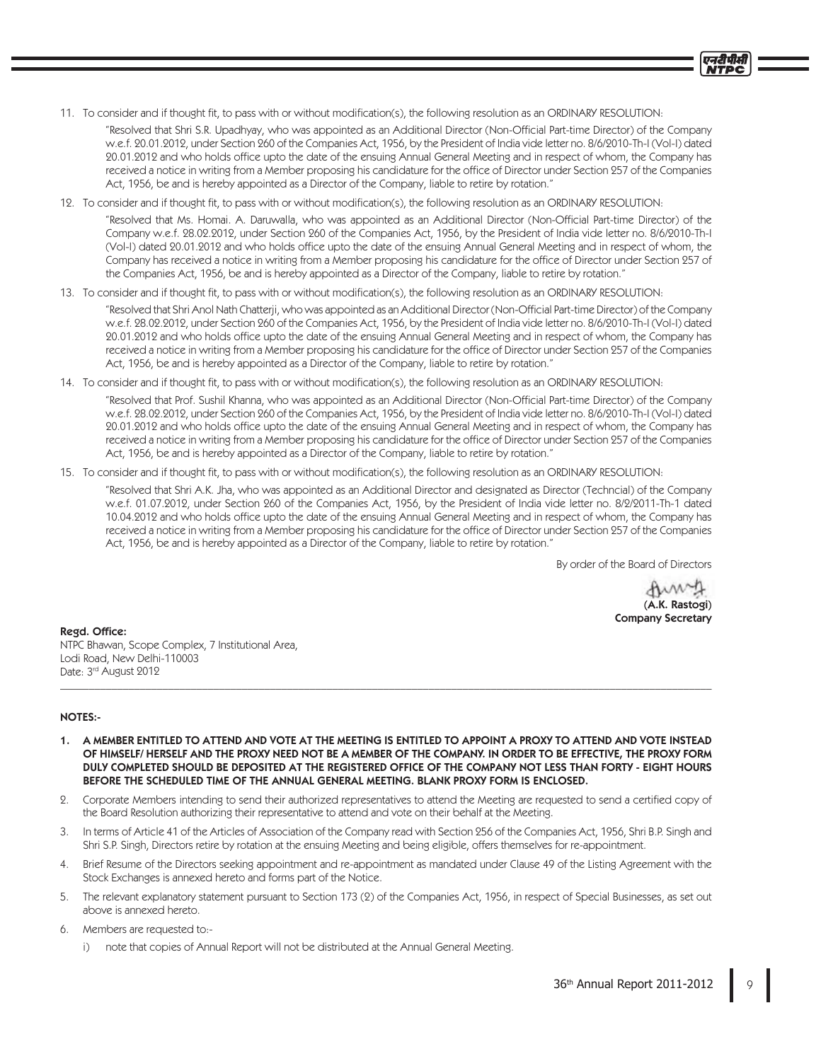11. To consider and if thought fit, to pass with or without modification(s), the following resolution as an ORDINARY RESOLUTION:

    "Resolved that Shri S.R. Upadhyay, who was appointed as an Additional Director (Non-Official Part-time Director) of the Company w.e.f. 20.01.2012, under Section 260 of the Companies Act, 1956, by the President of India vide letter no. 8/6/2010-Th-I (Vol-I) dated 20.01.2012 and who holds office upto the date of the ensuing Annual General Meeting and in respect of whom, the Company has received a notice in writing from a Member proposing his candidature for the office of Director under Section 257 of the Companies Act, 1956, be and is hereby appointed as a Director of the Company, liable to retire by rotation."

12. To consider and if thought fit, to pass with or without modification(s), the following resolution as an ORDINARY RESOLUTION:

    "Resolved that Ms. Homai. A. Daruwalla, who was appointed as an Additional Director (Non-Official Part-time Director) of the Company w.e.f. 28.02.2012, under Section 260 of the Companies Act, 1956, by the President of India vide letter no. 8/6/2010-Th-I (Vol-I) dated 20.01.2012 and who holds office upto the date of the ensuing Annual General Meeting and in respect of whom, the Company has received a notice in writing from a Member proposing his candidature for the office of Director under Section 257 of the Companies Act, 1956, be and is hereby appointed as a Director of the Company, liable to retire by rotation."

13. To consider and if thought fit, to pass with or without modification(s), the following resolution as an ORDINARY RESOLUTION:

    "Resolved that Shri Anol Nath Chatterji, who was appointed as an Additional Director (Non-Official Part-time Director) of the Company w.e.f. 28.02.2012, under Section 260 of the Companies Act, 1956, by the President of India vide letter no. 8/6/2010-Th-I (Vol-I) dated 20.01.2012 and who holds office upto the date of the ensuing Annual General Meeting and in respect of whom, the Company has received a notice in writing from a Member proposing his candidature for the office of Director under Section 257 of the Companies Act, 1956, be and is hereby appointed as a Director of the Company, liable to retire by rotation."

14. To consider and if thought fit, to pass with or without modification(s), the following resolution as an ORDINARY RESOLUTION:

    "Resolved that Prof. Sushil Khanna, who was appointed as an Additional Director (Non-Official Part-time Director) of the Company w.e.f. 28.02.2012, under Section 260 of the Companies Act, 1956, by the President of India vide letter no. 8/6/2010-Th-I (Vol-I) dated 20.01.2012 and who holds office upto the date of the ensuing Annual General Meeting and in respect of whom, the Company has received a notice in writing from a Member proposing his candidature for the office of Director under Section 257 of the Companies Act, 1956, be and is hereby appointed as a Director of the Company, liable to retire by rotation."

15. To consider and if thought fit, to pass with or without modification(s), the following resolution as an ORDINARY RESOLUTION:

    "Resolved that Shri A.K. Jha, who was appointed as an Additional Director and designated as Director (Techncial) of the Company w.e.f. 01.07.2012, under Section 260 of the Companies Act, 1956, by the President of India vide letter no. 8/2/2011-Th-1 dated 10.04.2012 and who holds office upto the date of the ensuing Annual General Meeting and in respect of whom, the Company has received a notice in writing from a Member proposing his candidature for the office of Director under Section 257 of the Companies Act, 1956, be and is hereby appointed as a Director of the Company, liable to retire by rotation."

By order of the Board of Directors

**(A.K. Rastogi)**
**Company Secretary**

**Regd. Office:**
NTPC Bhawan, Scope Complex, 7 Institutional Area,
Lodi Road, New Delhi-110003
Date: 3rd August 2012

---

**NOTES:-**

1. **A MEMBER ENTITLED TO ATTEND AND VOTE AT THE MEETING IS ENTITLED TO APPOINT A PROXY TO ATTEND AND VOTE INSTEAD OF HIMSELF/ HERSELF AND THE PROXY NEED NOT BE A MEMBER OF THE COMPANY. IN ORDER TO BE EFFECTIVE, THE PROXY FORM DULY COMPLETED SHOULD BE DEPOSITED AT THE REGISTERED OFFICE OF THE COMPANY NOT LESS THAN FORTY - EIGHT HOURS BEFORE THE SCHEDULED TIME OF THE ANNUAL GENERAL MEETING. BLANK PROXY FORM IS ENCLOSED.**

2. Corporate Members intending to send their authorized representatives to attend the Meeting are requested to send a certified copy of the Board Resolution authorizing their representative to attend and vote on their behalf at the Meeting.

3. In terms of Article 41 of the Articles of Association of the Company read with Section 256 of the Companies Act, 1956, Shri B.P. Singh and Shri S.P. Singh, Directors retire by rotation at the ensuing Meeting and being eligible, offers themselves for re-appointment.

4. Brief Resume of the Directors seeking appointment and re-appointment as mandated under Clause 49 of the Listing Agreement with the Stock Exchanges is annexed hereto and forms part of the Notice.

5. The relevant explanatory statement pursuant to Section 173 (2) of the Companies Act, 1956, in respect of Special Businesses, as set out above is annexed hereto.

6. Members are requested to:-

    i) note that copies of Annual Report will not be distributed at the Annual General Meeting.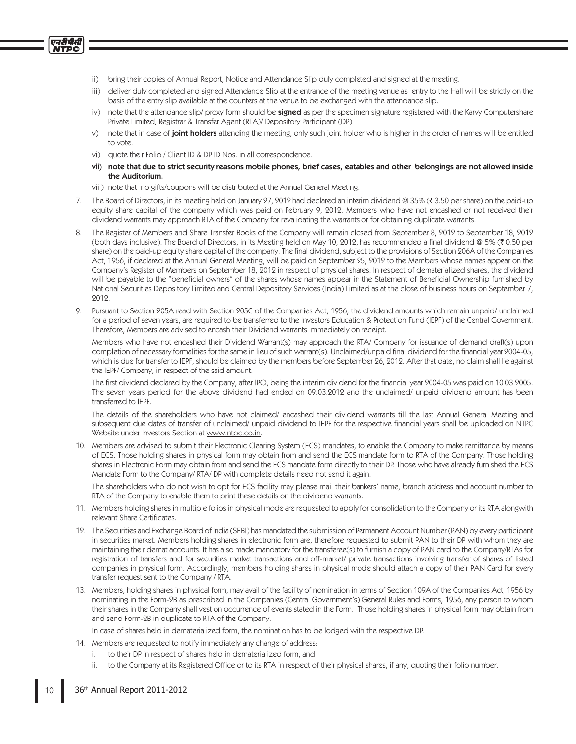ii) bring their copies of Annual Report, Notice and Attendance Slip duly completed and signed at the meeting.

iii) deliver duly completed and signed Attendance Slip at the entrance of the meeting venue as entry to the Hall will be strictly on the basis of the entry slip available at the counters at the venue to be exchanged with the attendance slip.

iv) note that the attendance slip/ proxy form should be **signed** as per the specimen signature registered with the Karvy Computershare Private Limited, Registrar & Transfer Agent (RTA)/ Depository Participant (DP)

v) note that in case of **joint holders** attending the meeting, only such joint holder who is higher in the order of names will be entitled to vote.

vi) quote their Folio / Client ID & DP ID Nos. in all correspondence.

**vii) note that due to strict security reasons mobile phones, brief cases, eatables and other belongings are not allowed inside the Auditorium.**

viii) note that no gifts/coupons will be distributed at the Annual General Meeting.

7. The Board of Directors, in its meeting held on January 27, 2012 had declared an interim dividend @ 35% (₹ 3.50 per share) on the paid-up equity share capital of the company which was paid on February 9, 2012. Members who have not encashed or not received their dividend warrants may approach RTA of the Company for revalidating the warrants or for obtaining duplicate warrants.

8. The Register of Members and Share Transfer Books of the Company will remain closed from September 8, 2012 to September 18, 2012 (both days inclusive). The Board of Directors, in its Meeting held on May 10, 2012, has recommended a final dividend @ 5% (₹ 0.50 per share) on the paid-up equity share capital of the company. The final dividend, subject to the provisions of Section 206A of the Companies Act, 1956, if declared at the Annual General Meeting, will be paid on September 25, 2012 to the Members whose names appear on the Company's Register of Members on September 18, 2012 in respect of physical shares. In respect of dematerialized shares, the dividend will be payable to the "beneficial owners" of the shares whose names appear in the Statement of Beneficial Ownership furnished by National Securities Depository Limited and Central Depository Services (India) Limited as at the close of business hours on September 7, 2012.

9. Pursuant to Section 205A read with Section 205C of the Companies Act, 1956, the dividend amounts which remain unpaid/ unclaimed for a period of seven years, are required to be transferred to the Investors Education & Protection Fund (IEPF) of the Central Government. Therefore, Members are advised to encash their Dividend warrants immediately on receipt.

   Members who have not encashed their Dividend Warrant(s) may approach the RTA/ Company for issuance of demand draft(s) upon completion of necessary formalities for the same in lieu of such warrant(s). Unclaimed/unpaid final dividend for the financial year 2004-05, which is due for transfer to IEPF, should be claimed by the members before September 26, 2012. After that date, no claim shall lie against the IEPF/ Company, in respect of the said amount.

   The first dividend declared by the Company, after IPO, being the interim dividend for the financial year 2004-05 was paid on 10.03.2005. The seven years period for the above dividend had ended on 09.03.2012 and the unclaimed/ unpaid dividend amount has been transferred to IEPF.

   The details of the shareholders who have not claimed/ encashed their dividend warrants till the last Annual General Meeting and subsequent due dates of transfer of unclaimed/ unpaid dividend to IEPF for the respective financial years shall be uploaded on NTPC Website under Investors Section at www.ntpc.co.in.

10. Members are advised to submit their Electronic Clearing System (ECS) mandates, to enable the Company to make remittance by means of ECS. Those holding shares in physical form may obtain from and send the ECS mandate form to RTA of the Company. Those holding shares in Electronic Form may obtain from and send the ECS mandate form directly to their DP. Those who have already furnished the ECS Mandate Form to the Company/ RTA/ DP with complete details need not send it again.

    The shareholders who do not wish to opt for ECS facility may please mail their bankers' name, branch address and account number to RTA of the Company to enable them to print these details on the dividend warrants.

11. Members holding shares in multiple folios in physical mode are requested to apply for consolidation to the Company or its RTA alongwith relevant Share Certificates.

12. The Securities and Exchange Board of India (SEBI) has mandated the submission of Permanent Account Number (PAN) by every participant in securities market. Members holding shares in electronic form are, therefore requested to submit PAN to their DP with whom they are maintaining their demat accounts. It has also made mandatory for the transferee(s) to furnish a copy of PAN card to the Company/RTAs for registration of transfers and for securities market transactions and off-market/ private transactions involving transfer of shares of listed companies in physical form. Accordingly, members holding shares in physical mode should attach a copy of their PAN Card for every transfer request sent to the Company / RTA.

13. Members, holding shares in physical form, may avail of the facility of nomination in terms of Section 109A of the Companies Act, 1956 by nominating in the Form-2B as prescribed in the Companies (Central Government's) General Rules and Forms, 1956, any person to whom their shares in the Company shall vest on occurrence of events stated in the Form. Those holding shares in physical form may obtain from and send Form-2B in duplicate to RTA of the Company.

    In case of shares held in dematerialized form, the nomination has to be lodged with the respective DP.

14. Members are requested to notify immediately any change of address:

    i. to their DP in respect of shares held in dematerialized form, and

    ii. to the Company at its Registered Office or to its RTA in respect of their physical shares, if any, quoting their folio number.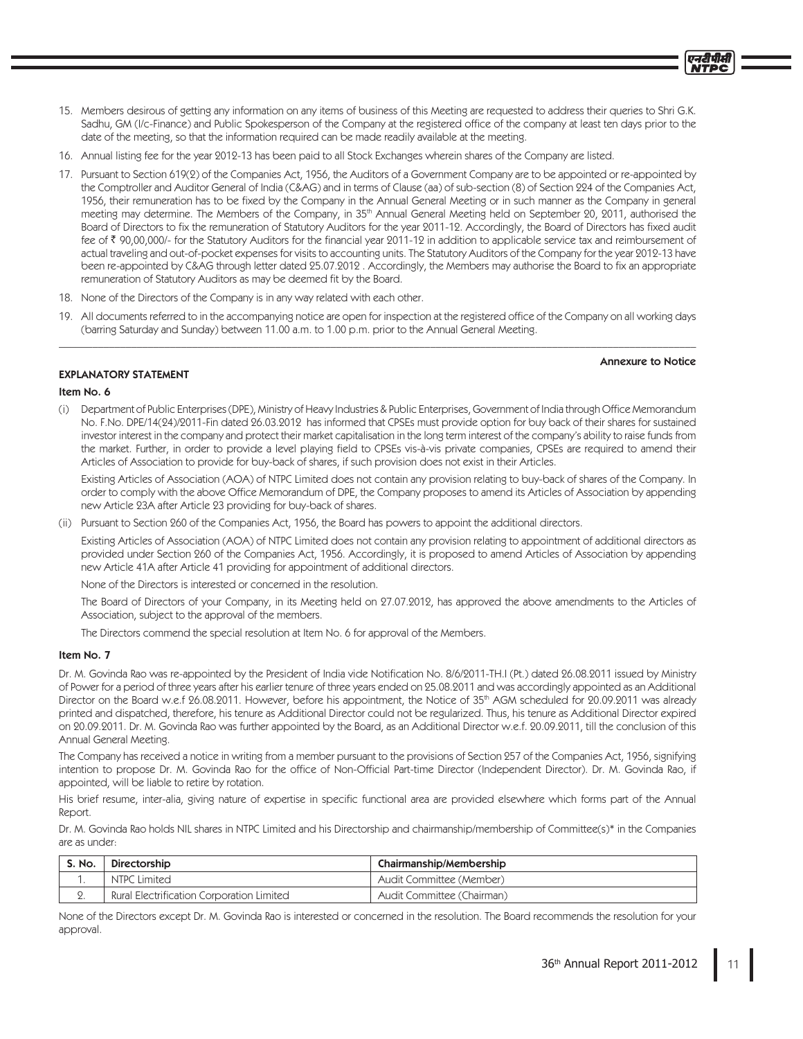15. Members desirous of getting any information on any items of business of this Meeting are requested to address their queries to Shri G.K. Sadhu, GM (I/c-Finance) and Public Spokesperson of the Company at the registered office of the company at least ten days prior to the date of the meeting, so that the information required can be made readily available at the meeting.

16. Annual listing fee for the year 2012-13 has been paid to all Stock Exchanges wherein shares of the Company are listed.

17. Pursuant to Section 619(2) of the Companies Act, 1956, the Auditors of a Government Company are to be appointed or re-appointed by the Comptroller and Auditor General of India (C&AG) and in terms of Clause (aa) of sub-section (8) of Section 224 of the Companies Act, 1956, their remuneration has to be fixed by the Company in the Annual General Meeting or in such manner as the Company in general meeting may determine. The Members of the Company, in 35th Annual General Meeting held on September 20, 2011, authorised the Board of Directors to fix the remuneration of Statutory Auditors for the year 2011-12. Accordingly, the Board of Directors has fixed audit fee of ₹ 90,00,000/- for the Statutory Auditors for the financial year 2011-12 in addition to applicable service tax and reimbursement of actual traveling and out-of-pocket expenses for visits to accounting units. The Statutory Auditors of the Company for the year 2012-13 have been re-appointed by C&AG through letter dated 25.07.2012 . Accordingly, the Members may authorise the Board to fix an appropriate remuneration of Statutory Auditors as may be deemed fit by the Board.

18. None of the Directors of the Company is in any way related with each other.

19. All documents referred to in the accompanying notice are open for inspection at the registered office of the Company on all working days (barring Saturday and Sunday) between 11.00 a.m. to 1.00 p.m. prior to the Annual General Meeting.

---

**Annexure to Notice**

## EXPLANATORY STATEMENT

### Item No. 6

(i) Department of Public Enterprises (DPE), Ministry of Heavy Industries & Public Enterprises, Government of India through Office Memorandum No. F.No. DPE/14(24)/2011-Fin dated 26.03.2012 has informed that CPSEs must provide option for buy back of their shares for sustained investor interest in the company and protect their market capitalisation in the long term interest of the company's ability to raise funds from the market. Further, in order to provide a level playing field to CPSEs vis-à-vis private companies, CPSEs are required to amend their Articles of Association to provide for buy-back of shares, if such provision does not exist in their Articles.

Existing Articles of Association (AOA) of NTPC Limited does not contain any provision relating to buy-back of shares of the Company. In order to comply with the above Office Memorandum of DPE, the Company proposes to amend its Articles of Association by appending new Article 23A after Article 23 providing for buy-back of shares.

(ii) Pursuant to Section 260 of the Companies Act, 1956, the Board has powers to appoint the additional directors.

Existing Articles of Association (AOA) of NTPC Limited does not contain any provision relating to appointment of additional directors as provided under Section 260 of the Companies Act, 1956. Accordingly, it is proposed to amend Articles of Association by appending new Article 41A after Article 41 providing for appointment of additional directors.

None of the Directors is interested or concerned in the resolution.

The Board of Directors of your Company, in its Meeting held on 27.07.2012, has approved the above amendments to the Articles of Association, subject to the approval of the members.

The Directors commend the special resolution at Item No. 6 for approval of the Members.

### Item No. 7

Dr. M. Govinda Rao was re-appointed by the President of India vide Notification No. 8/6/2011-TH.I (Pt.) dated 26.08.2011 issued by Ministry of Power for a period of three years after his earlier tenure of three years ended on 25.08.2011 and was accordingly appointed as an Additional Director on the Board w.e.f 26.08.2011. However, before his appointment, the Notice of 35th AGM scheduled for 20.09.2011 was already printed and dispatched, therefore, his tenure as Additional Director could not be regularized. Thus, his tenure as Additional Director expired on 20.09.2011. Dr. M. Govinda Rao was further appointed by the Board, as an Additional Director w.e.f. 20.09.2011, till the conclusion of this Annual General Meeting.

The Company has received a notice in writing from a member pursuant to the provisions of Section 257 of the Companies Act, 1956, signifying intention to propose Dr. M. Govinda Rao for the office of Non-Official Part-time Director (Independent Director). Dr. M. Govinda Rao, if appointed, will be liable to retire by rotation.

His brief resume, inter-alia, giving nature of expertise in specific functional area are provided elsewhere which forms part of the Annual Report.

Dr. M. Govinda Rao holds NIL shares in NTPC Limited and his Directorship and chairmanship/membership of Committee(s)* in the Companies are as under:

| S. No. | Directorship | Chairmanship/Membership |
|---|---|---|
| 1. | NTPC Limited | Audit Committee (Member) |
| 2. | Rural Electrification Corporation Limited | Audit Committee (Chairman) |

None of the Directors except Dr. M. Govinda Rao is interested or concerned in the resolution. The Board recommends the resolution for your approval.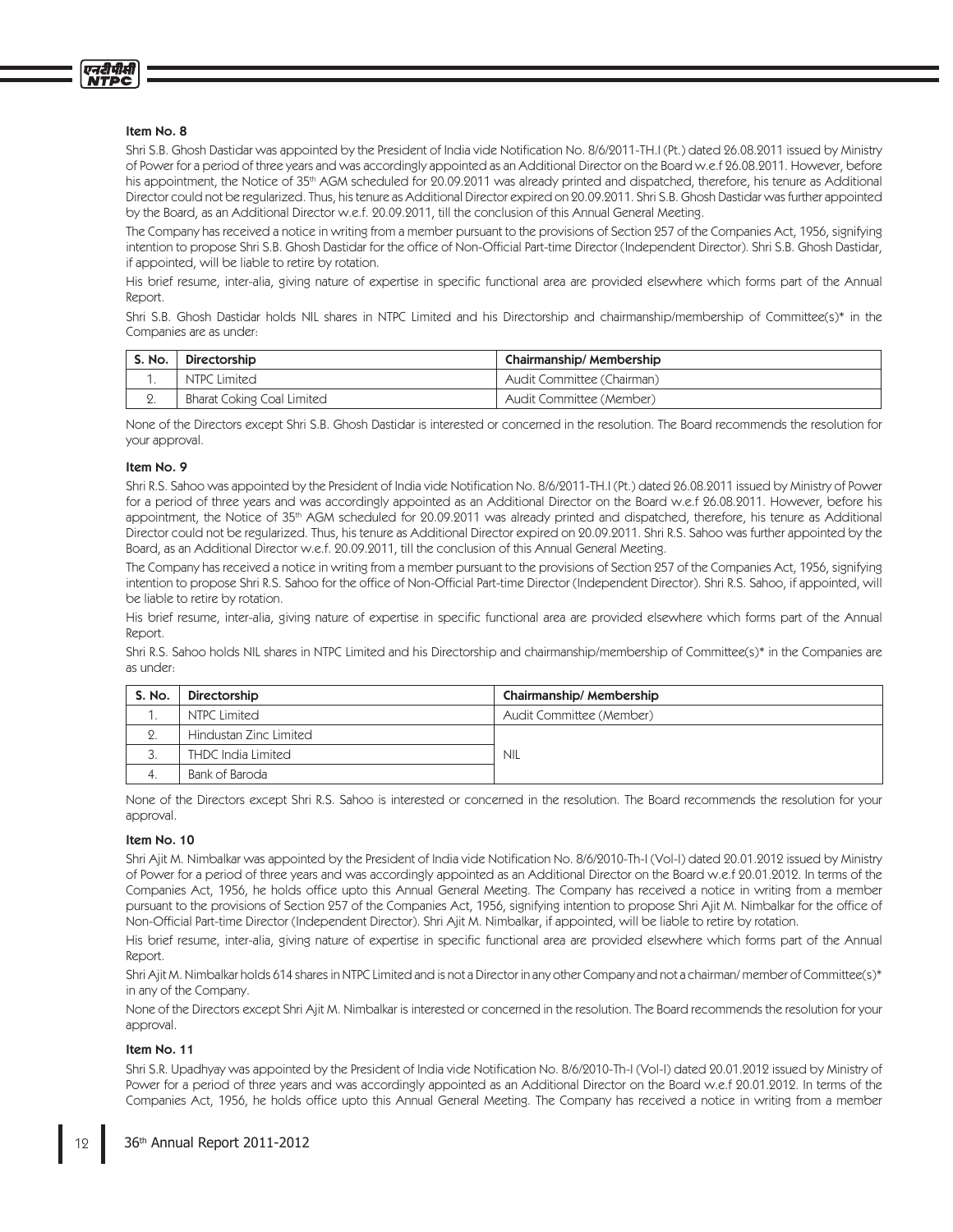#### Item No. 8

Shri S.B. Ghosh Dastidar was appointed by the President of India vide Notification No. 8/6/2011-TH.I (Pt.) dated 26.08.2011 issued by Ministry of Power for a period of three years and was accordingly appointed as an Additional Director on the Board w.e.f 26.08.2011. However, before his appointment, the Notice of 35th AGM scheduled for 20.09.2011 was already printed and dispatched, therefore, his tenure as Additional Director could not be regularized. Thus, his tenure as Additional Director expired on 20.09.2011. Shri S.B. Ghosh Dastidar was further appointed by the Board, as an Additional Director w.e.f. 20.09.2011, till the conclusion of this Annual General Meeting.

The Company has received a notice in writing from a member pursuant to the provisions of Section 257 of the Companies Act, 1956, signifying intention to propose Shri S.B. Ghosh Dastidar for the office of Non-Official Part-time Director (Independent Director). Shri S.B. Ghosh Dastidar, if appointed, will be liable to retire by rotation.

His brief resume, inter-alia, giving nature of expertise in specific functional area are provided elsewhere which forms part of the Annual Report.

Shri S.B. Ghosh Dastidar holds NIL shares in NTPC Limited and his Directorship and chairmanship/membership of Committee(s)* in the Companies are as under:

| S. No. | Directorship | Chairmanship/ Membership |
|---|---|---|
| 1. | NTPC Limited | Audit Committee (Chairman) |
| 2. | Bharat Coking Coal Limited | Audit Committee (Member) |

None of the Directors except Shri S.B. Ghosh Dastidar is interested or concerned in the resolution. The Board recommends the resolution for your approval.

#### Item No. 9

Shri R.S. Sahoo was appointed by the President of India vide Notification No. 8/6/2011-TH.I (Pt.) dated 26.08.2011 issued by Ministry of Power for a period of three years and was accordingly appointed as an Additional Director on the Board w.e.f 26.08.2011. However, before his appointment, the Notice of 35th AGM scheduled for 20.09.2011 was already printed and dispatched, therefore, his tenure as Additional Director could not be regularized. Thus, his tenure as Additional Director expired on 20.09.2011. Shri R.S. Sahoo was further appointed by the Board, as an Additional Director w.e.f. 20.09.2011, till the conclusion of this Annual General Meeting.

The Company has received a notice in writing from a member pursuant to the provisions of Section 257 of the Companies Act, 1956, signifying intention to propose Shri R.S. Sahoo for the office of Non-Official Part-time Director (Independent Director). Shri R.S. Sahoo, if appointed, will be liable to retire by rotation.

His brief resume, inter-alia, giving nature of expertise in specific functional area are provided elsewhere which forms part of the Annual Report.

Shri R.S. Sahoo holds NIL shares in NTPC Limited and his Directorship and chairmanship/membership of Committee(s)* in the Companies are as under:

| S. No. | Directorship | Chairmanship/ Membership |
|---|---|---|
| 1. | NTPC Limited | Audit Committee (Member) |
| 2. | Hindustan Zinc Limited | NIL |
| 3. | THDC India Limited | |
| 4. | Bank of Baroda | |

None of the Directors except Shri R.S. Sahoo is interested or concerned in the resolution. The Board recommends the resolution for your approval.

#### Item No. 10

Shri Ajit M. Nimbalkar was appointed by the President of India vide Notification No. 8/6/2010-Th-I (Vol-I) dated 20.01.2012 issued by Ministry of Power for a period of three years and was accordingly appointed as an Additional Director on the Board w.e.f 20.01.2012. In terms of the Companies Act, 1956, he holds office upto this Annual General Meeting. The Company has received a notice in writing from a member pursuant to the provisions of Section 257 of the Companies Act, 1956, signifying intention to propose Shri Ajit M. Nimbalkar for the office of Non-Official Part-time Director (Independent Director). Shri Ajit M. Nimbalkar, if appointed, will be liable to retire by rotation.

His brief resume, inter-alia, giving nature of expertise in specific functional area are provided elsewhere which forms part of the Annual Report.

Shri Ajit M. Nimbalkar holds 614 shares in NTPC Limited and is not a Director in any other Company and not a chairman/ member of Committee(s)* in any of the Company.

None of the Directors except Shri Ajit M. Nimbalkar is interested or concerned in the resolution. The Board recommends the resolution for your approval.

#### Item No. 11

Shri S.R. Upadhyay was appointed by the President of India vide Notification No. 8/6/2010-Th-I (Vol-I) dated 20.01.2012 issued by Ministry of Power for a period of three years and was accordingly appointed as an Additional Director on the Board w.e.f 20.01.2012. In terms of the Companies Act, 1956, he holds office upto this Annual General Meeting. The Company has received a notice in writing from a member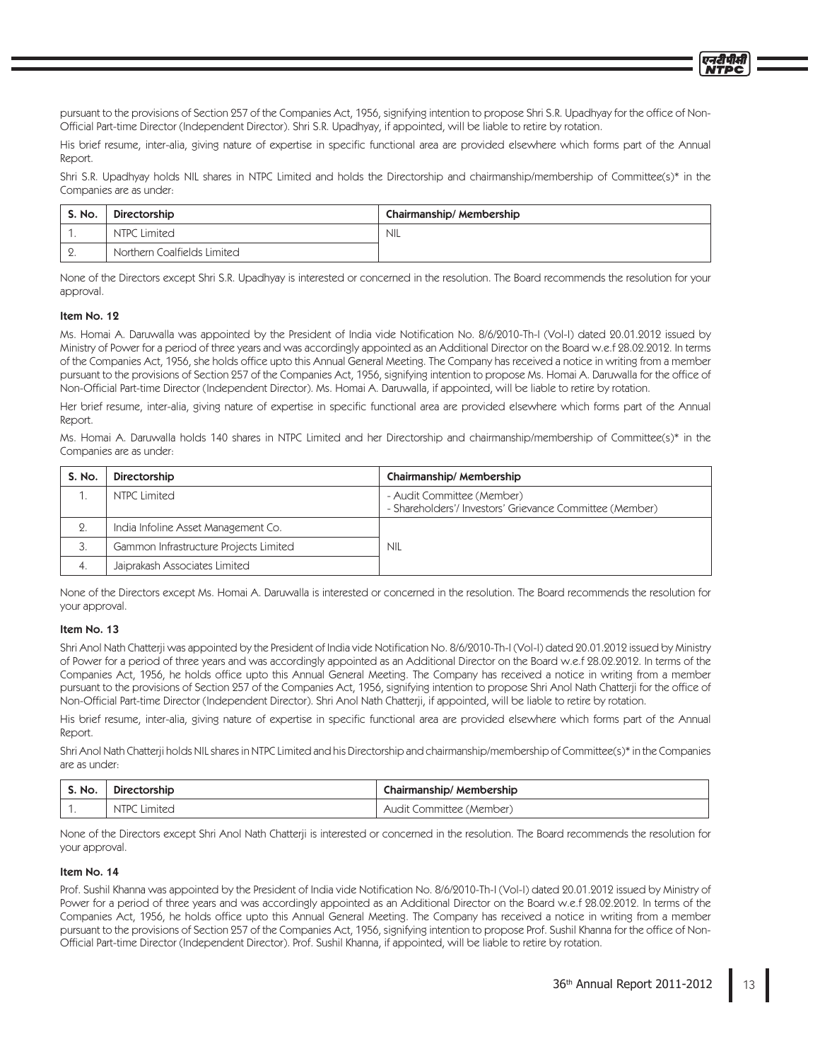pursuant to the provisions of Section 257 of the Companies Act, 1956, signifying intention to propose Shri S.R. Upadhyay for the office of Non-Official Part-time Director (Independent Director). Shri S.R. Upadhyay, if appointed, will be liable to retire by rotation.

His brief resume, inter-alia, giving nature of expertise in specific functional area are provided elsewhere which forms part of the Annual Report.

Shri S.R. Upadhyay holds NIL shares in NTPC Limited and holds the Directorship and chairmanship/membership of Committee(s)* in the Companies are as under:

| S. No. | Directorship | Chairmanship/ Membership |
|---|---|---|
| 1. | NTPC Limited | NIL |
| 2. | Northern Coalfields Limited | |

None of the Directors except Shri S.R. Upadhyay is interested or concerned in the resolution. The Board recommends the resolution for your approval.

### Item No. 12

Ms. Homai A. Daruwalla was appointed by the President of India vide Notification No. 8/6/2010-Th-I (Vol-I) dated 20.01.2012 issued by Ministry of Power for a period of three years and was accordingly appointed as an Additional Director on the Board w.e.f 28.02.2012. In terms of the Companies Act, 1956, she holds office upto this Annual General Meeting. The Company has received a notice in writing from a member pursuant to the provisions of Section 257 of the Companies Act, 1956, signifying intention to propose Ms. Homai A. Daruwalla for the office of Non-Official Part-time Director (Independent Director). Ms. Homai A. Daruwalla, if appointed, will be liable to retire by rotation.

Her brief resume, inter-alia, giving nature of expertise in specific functional area are provided elsewhere which forms part of the Annual Report.

Ms. Homai A. Daruwalla holds 140 shares in NTPC Limited and her Directorship and chairmanship/membership of Committee(s)* in the Companies are as under:

| S. No. | Directorship | Chairmanship/ Membership |
|---|---|---|
| 1. | NTPC Limited | - Audit Committee (Member)<br>- Shareholders'/ Investors' Grievance Committee (Member) |
| 2. | India Infoline Asset Management Co. | NIL |
| 3. | Gammon Infrastructure Projects Limited | |
| 4. | Jaiprakash Associates Limited | |

None of the Directors except Ms. Homai A. Daruwalla is interested or concerned in the resolution. The Board recommends the resolution for your approval.

### Item No. 13

Shri Anol Nath Chatterji was appointed by the President of India vide Notification No. 8/6/2010-Th-I (Vol-I) dated 20.01.2012 issued by Ministry of Power for a period of three years and was accordingly appointed as an Additional Director on the Board w.e.f 28.02.2012. In terms of the Companies Act, 1956, he holds office upto this Annual General Meeting. The Company has received a notice in writing from a member pursuant to the provisions of Section 257 of the Companies Act, 1956, signifying intention to propose Shri Anol Nath Chatterji for the office of Non-Official Part-time Director (Independent Director). Shri Anol Nath Chatterji, if appointed, will be liable to retire by rotation.

His brief resume, inter-alia, giving nature of expertise in specific functional area are provided elsewhere which forms part of the Annual Report.

Shri Anol Nath Chatterji holds NIL shares in NTPC Limited and his Directorship and chairmanship/membership of Committee(s)* in the Companies are as under:

| S. No. | Directorship | Chairmanship/ Membership |
|---|---|---|
| 1. | NTPC Limited | Audit Committee (Member) |

None of the Directors except Shri Anol Nath Chatterji is interested or concerned in the resolution. The Board recommends the resolution for your approval.

### Item No. 14

Prof. Sushil Khanna was appointed by the President of India vide Notification No. 8/6/2010-Th-I (Vol-I) dated 20.01.2012 issued by Ministry of Power for a period of three years and was accordingly appointed as an Additional Director on the Board w.e.f 28.02.2012. In terms of the Companies Act, 1956, he holds office upto this Annual General Meeting. The Company has received a notice in writing from a member pursuant to the provisions of Section 257 of the Companies Act, 1956, signifying intention to propose Prof. Sushil Khanna for the office of Non-Official Part-time Director (Independent Director). Prof. Sushil Khanna, if appointed, will be liable to retire by rotation.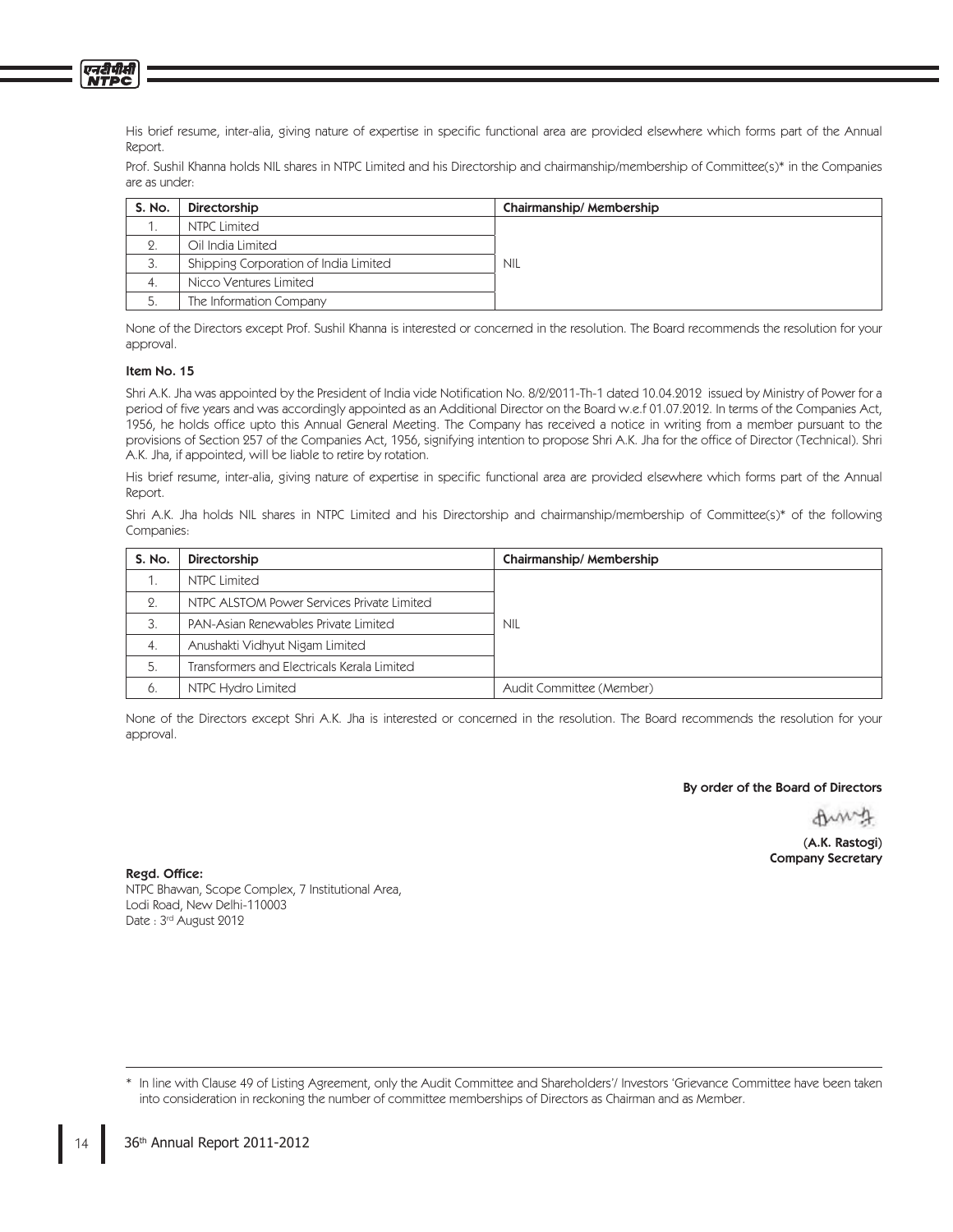His brief resume, inter-alia, giving nature of expertise in specific functional area are provided elsewhere which forms part of the Annual Report.

Prof. Sushil Khanna holds NIL shares in NTPC Limited and his Directorship and chairmanship/membership of Committee(s)* in the Companies are as under:

| S. No. | Directorship | Chairmanship/ Membership |
|---|---|---|
| 1. | NTPC Limited | NIL |
| 2. | Oil India Limited | |
| 3. | Shipping Corporation of India Limited | |
| 4. | Nicco Ventures Limited | |
| 5. | The Information Company | |

None of the Directors except Prof. Sushil Khanna is interested or concerned in the resolution. The Board recommends the resolution for your approval.

**Item No. 15**

Shri A.K. Jha was appointed by the President of India vide Notification No. 8/2/2011-Th-1 dated 10.04.2012 issued by Ministry of Power for a period of five years and was accordingly appointed as an Additional Director on the Board w.e.f 01.07.2012. In terms of the Companies Act, 1956, he holds office upto this Annual General Meeting. The Company has received a notice in writing from a member pursuant to the provisions of Section 257 of the Companies Act, 1956, signifying intention to propose Shri A.K. Jha for the office of Director (Technical). Shri A.K. Jha, if appointed, will be liable to retire by rotation.

His brief resume, inter-alia, giving nature of expertise in specific functional area are provided elsewhere which forms part of the Annual Report.

Shri A.K. Jha holds NIL shares in NTPC Limited and his Directorship and chairmanship/membership of Committee(s)* of the following Companies:

| S. No. | Directorship | Chairmanship/ Membership |
|---|---|---|
| 1. | NTPC Limited | NIL |
| 2. | NTPC ALSTOM Power Services Private Limited | |
| 3. | PAN-Asian Renewables Private Limited | |
| 4. | Anushakti Vidhyut Nigam Limited | |
| 5. | Transformers and Electricals Kerala Limited | |
| 6. | NTPC Hydro Limited | Audit Committee (Member) |

None of the Directors except Shri A.K. Jha is interested or concerned in the resolution. The Board recommends the resolution for your approval.

**By order of the Board of Directors**

**(A.K. Rastogi)**
**Company Secretary**

**Regd. Office:**
NTPC Bhawan, Scope Complex, 7 Institutional Area,
Lodi Road, New Delhi-110003
Date : 3rd August 2012

\* In line with Clause 49 of Listing Agreement, only the Audit Committee and Shareholders'/ Investors 'Grievance Committee have been taken into consideration in reckoning the number of committee memberships of Directors as Chairman and as Member.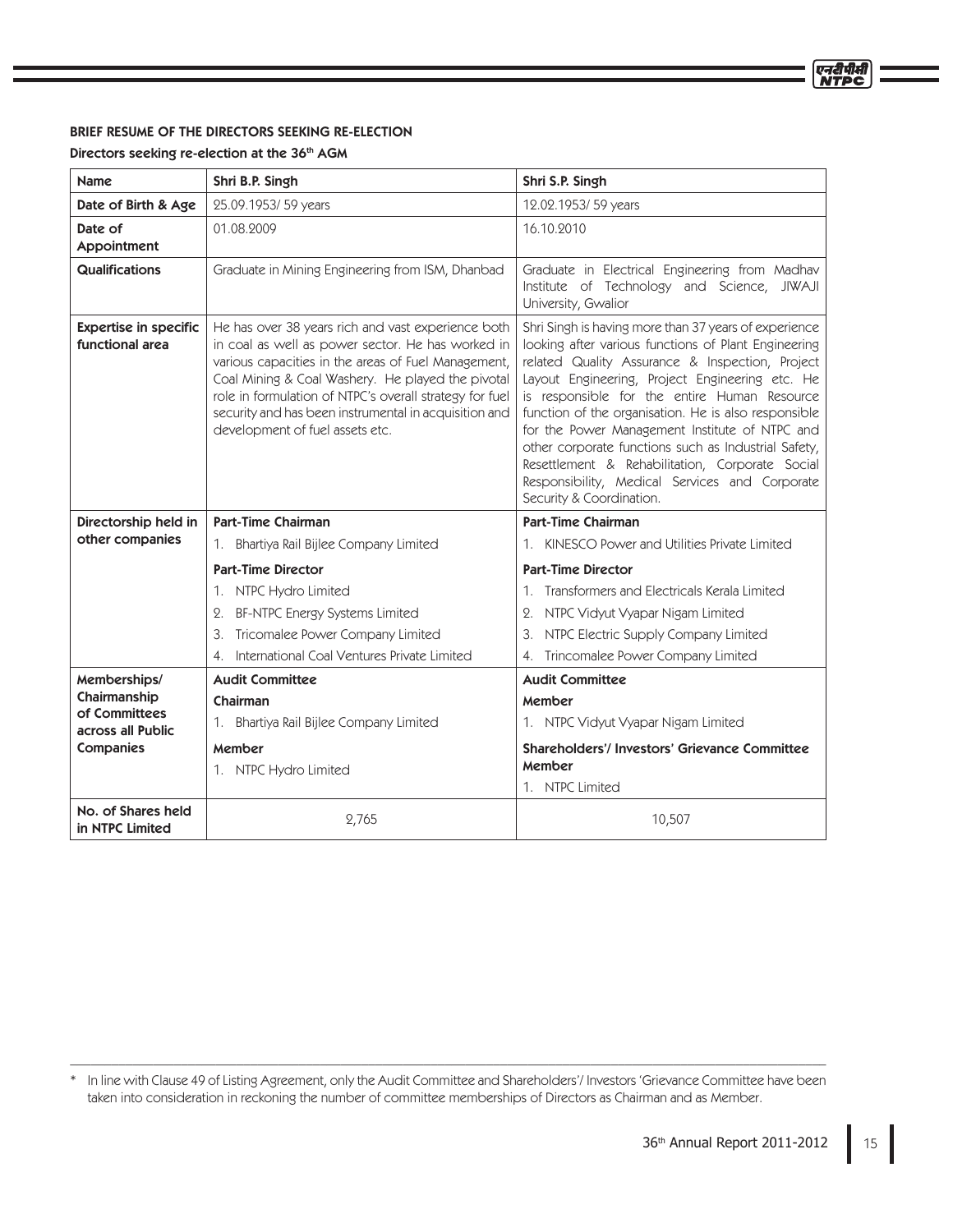## BRIEF RESUME OF THE DIRECTORS SEEKING RE-ELECTION

**Directors seeking re-election at the 36th AGM**

| Name | Shri B.P. Singh | Shri S.P. Singh |
|---|---|---|
| Date of Birth & Age | 25.09.1953/ 59 years | 12.02.1953/ 59 years |
| Date of Appointment | 01.08.2009 | 16.10.2010 |
| Qualifications | Graduate in Mining Engineering from ISM, Dhanbad | Graduate in Electrical Engineering from Madhav Institute of Technology and Science, JIWAJI University, Gwalior |
| Expertise in specific functional area | He has over 38 years rich and vast experience both in coal as well as power sector. He has worked in various capacities in the areas of Fuel Management, Coal Mining & Coal Washery. He played the pivotal role in formulation of NTPC's overall strategy for fuel security and has been instrumental in acquisition and development of fuel assets etc. | Shri Singh is having more than 37 years of experience looking after various functions of Plant Engineering related Quality Assurance & Inspection, Project Layout Engineering, Project Engineering etc. He is responsible for the entire Human Resource function of the organisation. He is also responsible for the Power Management Institute of NTPC and other corporate functions such as Industrial Safety, Resettlement & Rehabilitation, Corporate Social Responsibility, Medical Services and Corporate Security & Coordination. |
| Directorship held in other companies | **Part-Time Chairman**<br>1. Bhartiya Rail Bijlee Company Limited<br>**Part-Time Director**<br>1. NTPC Hydro Limited<br>2. BF-NTPC Energy Systems Limited<br>3. Tricomalee Power Company Limited<br>4. International Coal Ventures Private Limited | **Part-Time Chairman**<br>1. KINESCO Power and Utilities Private Limited<br>**Part-Time Director**<br>1. Transformers and Electricals Kerala Limited<br>2. NTPC Vidyut Vyapar Nigam Limited<br>3. NTPC Electric Supply Company Limited<br>4. Trincomalee Power Company Limited |
| Memberships/ Chairmanship of Committees across all Public Companies | **Audit Committee**<br>**Chairman**<br>1. Bhartiya Rail Bijlee Company Limited<br>**Member**<br>1. NTPC Hydro Limited | **Audit Committee**<br>**Member**<br>1. NTPC Vidyut Vyapar Nigam Limited<br>**Shareholders'/ Investors' Grievance Committee Member**<br>1. NTPC Limited |
| No. of Shares held in NTPC Limited | 2,765 | 10,507 |

\* In line with Clause 49 of Listing Agreement, only the Audit Committee and Shareholders'/ Investors 'Grievance Committee have been taken into consideration in reckoning the number of committee memberships of Directors as Chairman and as Member.